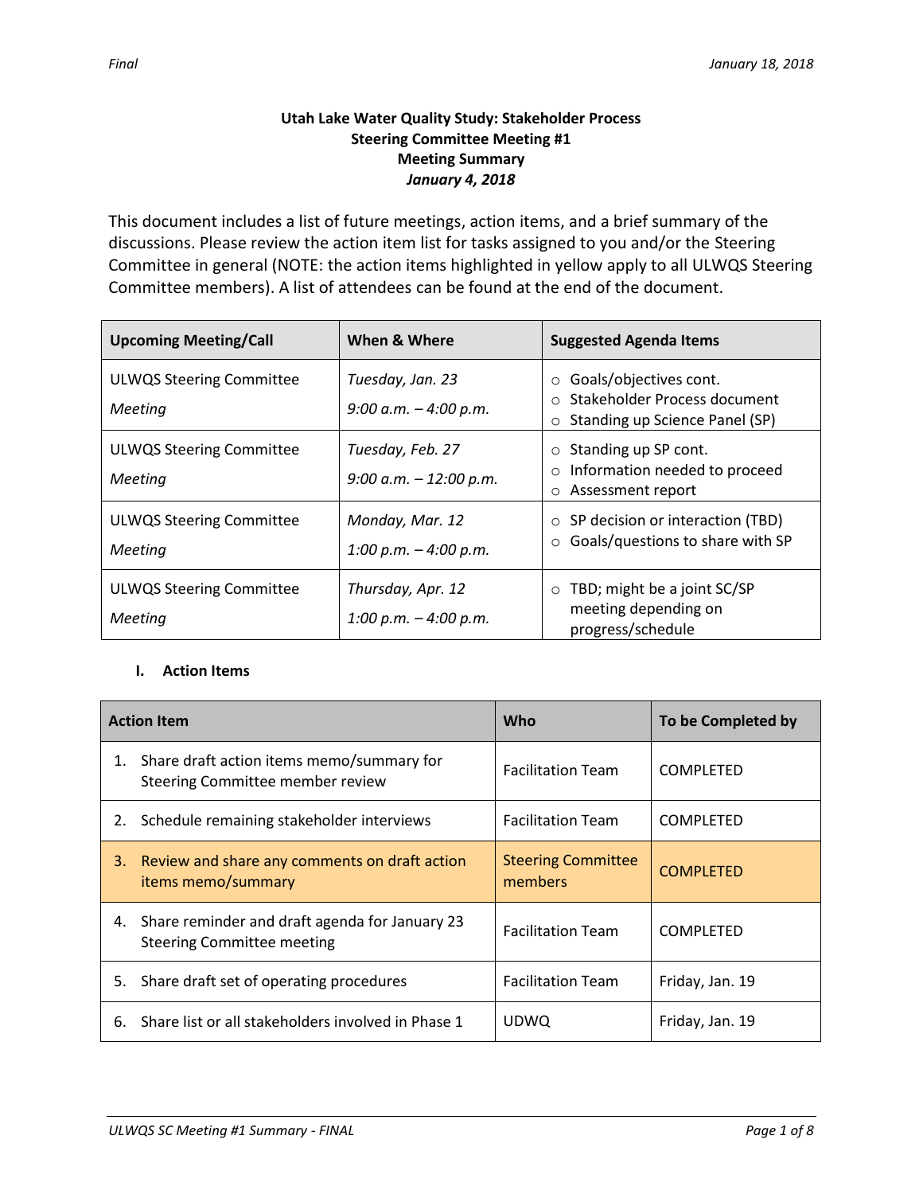Final | January 18, 2018

**Utah Lake Water Quality Study: Stakeholder Process**
**Steering Committee Meeting #1**
**Meeting Summary**
***January 4, 2018***

This document includes a list of future meetings, action items, and a brief summary of the discussions. Please review the action item list for tasks assigned to you and/or the Steering Committee in general (NOTE: the action items highlighted in yellow apply to all ULWQS Steering Committee members). A list of attendees can be found at the end of the document.

| Upcoming Meeting/Call | When & Where | Suggested Agenda Items |
|---|---|---|
| ULWQS Steering Committee *Meeting* | *Tuesday, Jan. 23* *9:00 a.m. – 4:00 p.m.* | ○ Goals/objectives cont. ○ Stakeholder Process document ○ Standing up Science Panel (SP) |
| ULWQS Steering Committee *Meeting* | *Tuesday, Feb. 27* *9:00 a.m. – 12:00 p.m.* | ○ Standing up SP cont. ○ Information needed to proceed ○ Assessment report |
| ULWQS Steering Committee *Meeting* | *Monday, Mar. 12* *1:00 p.m. – 4:00 p.m.* | ○ SP decision or interaction (TBD) ○ Goals/questions to share with SP |
| ULWQS Steering Committee *Meeting* | *Thursday, Apr. 12* *1:00 p.m. – 4:00 p.m.* | ○ TBD; might be a joint SC/SP meeting depending on progress/schedule |

## I. Action Items

| Action Item | Who | To be Completed by |
|---|---|---|
| 1. Share draft action items memo/summary for Steering Committee member review | Facilitation Team | COMPLETED |
| 2. Schedule remaining stakeholder interviews | Facilitation Team | COMPLETED |
| 3. Review and share any comments on draft action items memo/summary | Steering Committee members | COMPLETED |
| 4. Share reminder and draft agenda for January 23 Steering Committee meeting | Facilitation Team | COMPLETED |
| 5. Share draft set of operating procedures | Facilitation Team | Friday, Jan. 19 |
| 6. Share list or all stakeholders involved in Phase 1 | UDWQ | Friday, Jan. 19 |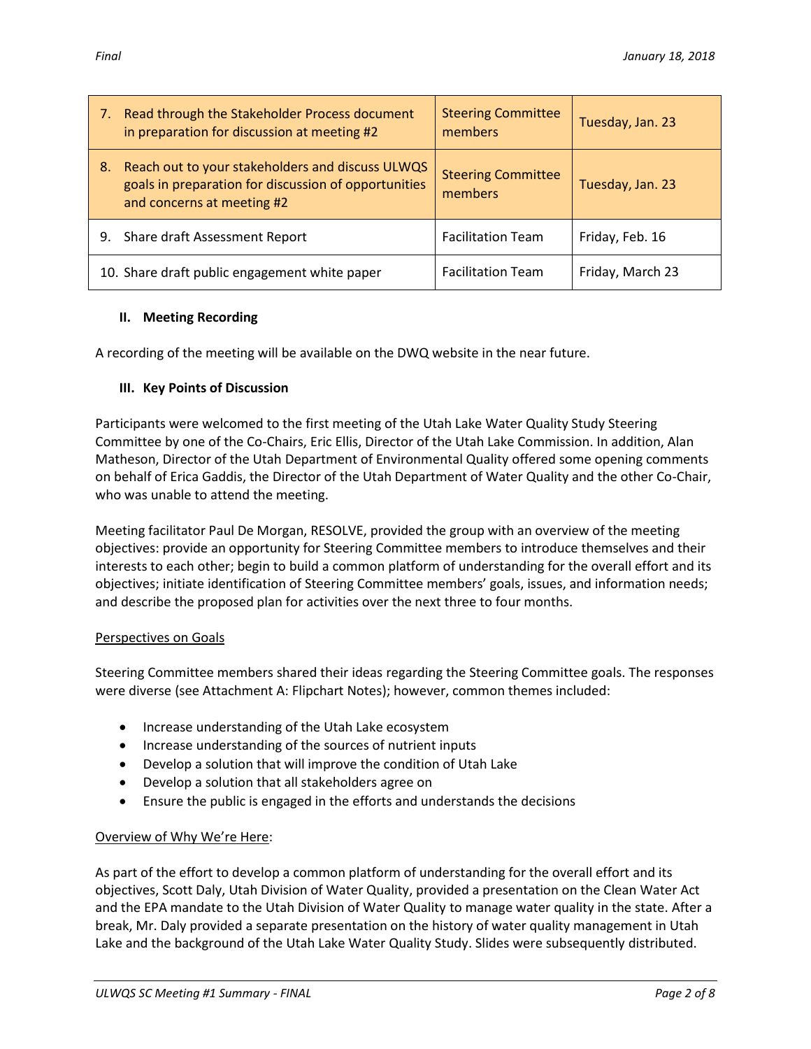| 7. Read through the Stakeholder Process document in preparation for discussion at meeting #2 | Steering Committee members | Tuesday, Jan. 23 |
|---|---|---|
| 8. Reach out to your stakeholders and discuss ULWQS goals in preparation for discussion of opportunities and concerns at meeting #2 | Steering Committee members | Tuesday, Jan. 23 |
| 9. Share draft Assessment Report | Facilitation Team | Friday, Feb. 16 |
| 10. Share draft public engagement white paper | Facilitation Team | Friday, March 23 |

## II. Meeting Recording

A recording of the meeting will be available on the DWQ website in the near future.

## III. Key Points of Discussion

Participants were welcomed to the first meeting of the Utah Lake Water Quality Study Steering Committee by one of the Co-Chairs, Eric Ellis, Director of the Utah Lake Commission. In addition, Alan Matheson, Director of the Utah Department of Environmental Quality offered some opening comments on behalf of Erica Gaddis, the Director of the Utah Department of Water Quality and the other Co-Chair, who was unable to attend the meeting.

Meeting facilitator Paul De Morgan, RESOLVE, provided the group with an overview of the meeting objectives: provide an opportunity for Steering Committee members to introduce themselves and their interests to each other; begin to build a common platform of understanding for the overall effort and its objectives; initiate identification of Steering Committee members' goals, issues, and information needs; and describe the proposed plan for activities over the next three to four months.

<u>Perspectives on Goals</u>

Steering Committee members shared their ideas regarding the Steering Committee goals. The responses were diverse (see Attachment A: Flipchart Notes); however, common themes included:

- Increase understanding of the Utah Lake ecosystem
- Increase understanding of the sources of nutrient inputs
- Develop a solution that will improve the condition of Utah Lake
- Develop a solution that all stakeholders agree on
- Ensure the public is engaged in the efforts and understands the decisions

<u>Overview of Why We're Here</u>:

As part of the effort to develop a common platform of understanding for the overall effort and its objectives, Scott Daly, Utah Division of Water Quality, provided a presentation on the Clean Water Act and the EPA mandate to the Utah Division of Water Quality to manage water quality in the state. After a break, Mr. Daly provided a separate presentation on the history of water quality management in Utah Lake and the background of the Utah Lake Water Quality Study. Slides were subsequently distributed.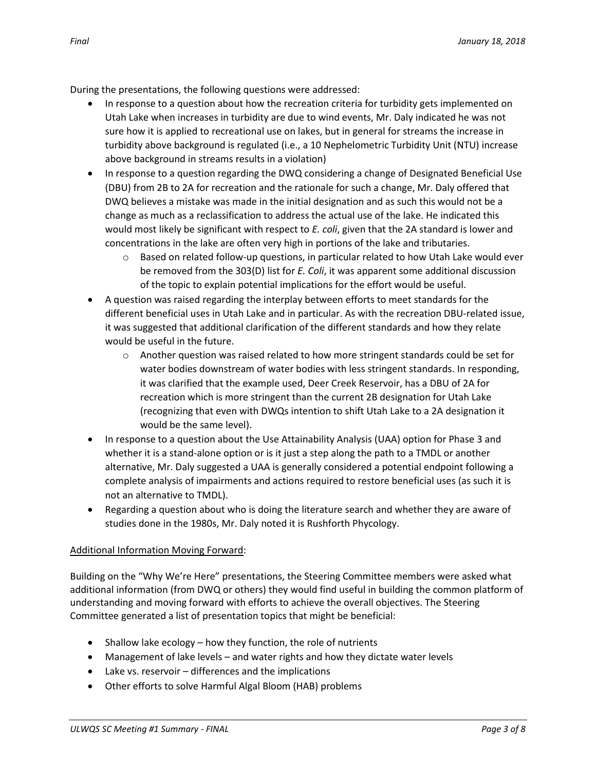During the presentations, the following questions were addressed:

- In response to a question about how the recreation criteria for turbidity gets implemented on Utah Lake when increases in turbidity are due to wind events, Mr. Daly indicated he was not sure how it is applied to recreational use on lakes, but in general for streams the increase in turbidity above background is regulated (i.e., a 10 Nephelometric Turbidity Unit (NTU) increase above background in streams results in a violation)
- In response to a question regarding the DWQ considering a change of Designated Beneficial Use (DBU) from 2B to 2A for recreation and the rationale for such a change, Mr. Daly offered that DWQ believes a mistake was made in the initial designation and as such this would not be a change as much as a reclassification to address the actual use of the lake. He indicated this would most likely be significant with respect to *E. coli*, given that the 2A standard is lower and concentrations in the lake are often very high in portions of the lake and tributaries.
    - Based on related follow-up questions, in particular related to how Utah Lake would ever be removed from the 303(D) list for *E. Coli*, it was apparent some additional discussion of the topic to explain potential implications for the effort would be useful.
- A question was raised regarding the interplay between efforts to meet standards for the different beneficial uses in Utah Lake and in particular. As with the recreation DBU-related issue, it was suggested that additional clarification of the different standards and how they relate would be useful in the future.
    - Another question was raised related to how more stringent standards could be set for water bodies downstream of water bodies with less stringent standards. In responding, it was clarified that the example used, Deer Creek Reservoir, has a DBU of 2A for recreation which is more stringent than the current 2B designation for Utah Lake (recognizing that even with DWQs intention to shift Utah Lake to a 2A designation it would be the same level).
- In response to a question about the Use Attainability Analysis (UAA) option for Phase 3 and whether it is a stand-alone option or is it just a step along the path to a TMDL or another alternative, Mr. Daly suggested a UAA is generally considered a potential endpoint following a complete analysis of impairments and actions required to restore beneficial uses (as such it is not an alternative to TMDL).
- Regarding a question about who is doing the literature search and whether they are aware of studies done in the 1980s, Mr. Daly noted it is Rushforth Phycology.

<u>Additional Information Moving Forward</u>:

Building on the "Why We're Here" presentations, the Steering Committee members were asked what additional information (from DWQ or others) they would find useful in building the common platform of understanding and moving forward with efforts to achieve the overall objectives. The Steering Committee generated a list of presentation topics that might be beneficial:

- Shallow lake ecology – how they function, the role of nutrients
- Management of lake levels – and water rights and how they dictate water levels
- Lake vs. reservoir – differences and the implications
- Other efforts to solve Harmful Algal Bloom (HAB) problems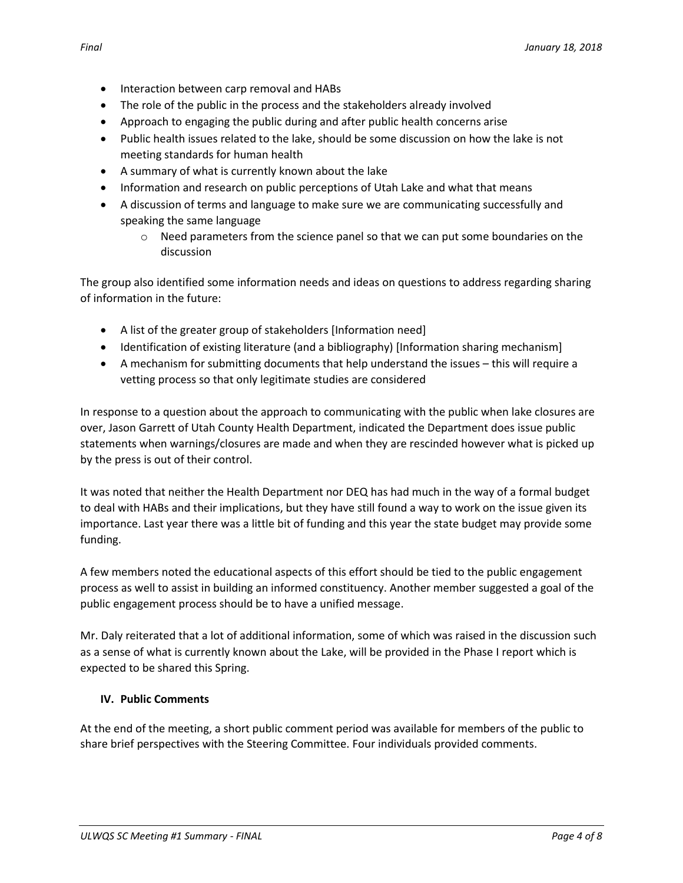- Interaction between carp removal and HABs
- The role of the public in the process and the stakeholders already involved
- Approach to engaging the public during and after public health concerns arise
- Public health issues related to the lake, should be some discussion on how the lake is not meeting standards for human health
- A summary of what is currently known about the lake
- Information and research on public perceptions of Utah Lake and what that means
- A discussion of terms and language to make sure we are communicating successfully and speaking the same language
    - Need parameters from the science panel so that we can put some boundaries on the discussion

The group also identified some information needs and ideas on questions to address regarding sharing of information in the future:

- A list of the greater group of stakeholders [Information need]
- Identification of existing literature (and a bibliography) [Information sharing mechanism]
- A mechanism for submitting documents that help understand the issues – this will require a vetting process so that only legitimate studies are considered

In response to a question about the approach to communicating with the public when lake closures are over, Jason Garrett of Utah County Health Department, indicated the Department does issue public statements when warnings/closures are made and when they are rescinded however what is picked up by the press is out of their control.

It was noted that neither the Health Department nor DEQ has had much in the way of a formal budget to deal with HABs and their implications, but they have still found a way to work on the issue given its importance. Last year there was a little bit of funding and this year the state budget may provide some funding.

A few members noted the educational aspects of this effort should be tied to the public engagement process as well to assist in building an informed constituency. Another member suggested a goal of the public engagement process should be to have a unified message.

Mr. Daly reiterated that a lot of additional information, some of which was raised in the discussion such as a sense of what is currently known about the Lake, will be provided in the Phase I report which is expected to be shared this Spring.

### IV. Public Comments

At the end of the meeting, a short public comment period was available for members of the public to share brief perspectives with the Steering Committee. Four individuals provided comments.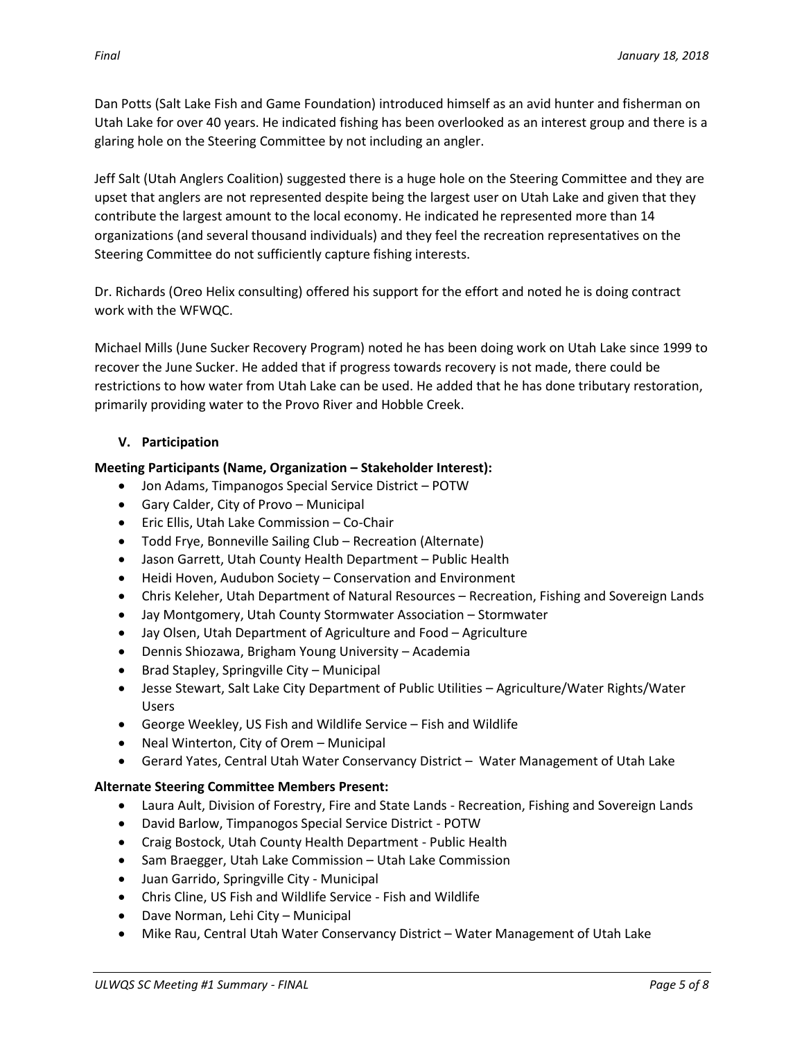Dan Potts (Salt Lake Fish and Game Foundation) introduced himself as an avid hunter and fisherman on Utah Lake for over 40 years. He indicated fishing has been overlooked as an interest group and there is a glaring hole on the Steering Committee by not including an angler.

Jeff Salt (Utah Anglers Coalition) suggested there is a huge hole on the Steering Committee and they are upset that anglers are not represented despite being the largest user on Utah Lake and given that they contribute the largest amount to the local economy. He indicated he represented more than 14 organizations (and several thousand individuals) and they feel the recreation representatives on the Steering Committee do not sufficiently capture fishing interests.

Dr. Richards (Oreo Helix consulting) offered his support for the effort and noted he is doing contract work with the WFWQC.

Michael Mills (June Sucker Recovery Program) noted he has been doing work on Utah Lake since 1999 to recover the June Sucker. He added that if progress towards recovery is not made, there could be restrictions to how water from Utah Lake can be used. He added that he has done tributary restoration, primarily providing water to the Provo River and Hobble Creek.

## V. Participation

**Meeting Participants (Name, Organization – Stakeholder Interest):**

- Jon Adams, Timpanogos Special Service District – POTW
- Gary Calder, City of Provo – Municipal
- Eric Ellis, Utah Lake Commission – Co-Chair
- Todd Frye, Bonneville Sailing Club – Recreation (Alternate)
- Jason Garrett, Utah County Health Department – Public Health
- Heidi Hoven, Audubon Society – Conservation and Environment
- Chris Keleher, Utah Department of Natural Resources – Recreation, Fishing and Sovereign Lands
- Jay Montgomery, Utah County Stormwater Association – Stormwater
- Jay Olsen, Utah Department of Agriculture and Food – Agriculture
- Dennis Shiozawa, Brigham Young University – Academia
- Brad Stapley, Springville City – Municipal
- Jesse Stewart, Salt Lake City Department of Public Utilities – Agriculture/Water Rights/Water Users
- George Weekley, US Fish and Wildlife Service – Fish and Wildlife
- Neal Winterton, City of Orem – Municipal
- Gerard Yates, Central Utah Water Conservancy District – Water Management of Utah Lake

**Alternate Steering Committee Members Present:**

- Laura Ault, Division of Forestry, Fire and State Lands - Recreation, Fishing and Sovereign Lands
- David Barlow, Timpanogos Special Service District - POTW
- Craig Bostock, Utah County Health Department - Public Health
- Sam Braegger, Utah Lake Commission – Utah Lake Commission
- Juan Garrido, Springville City - Municipal
- Chris Cline, US Fish and Wildlife Service - Fish and Wildlife
- Dave Norman, Lehi City – Municipal
- Mike Rau, Central Utah Water Conservancy District – Water Management of Utah Lake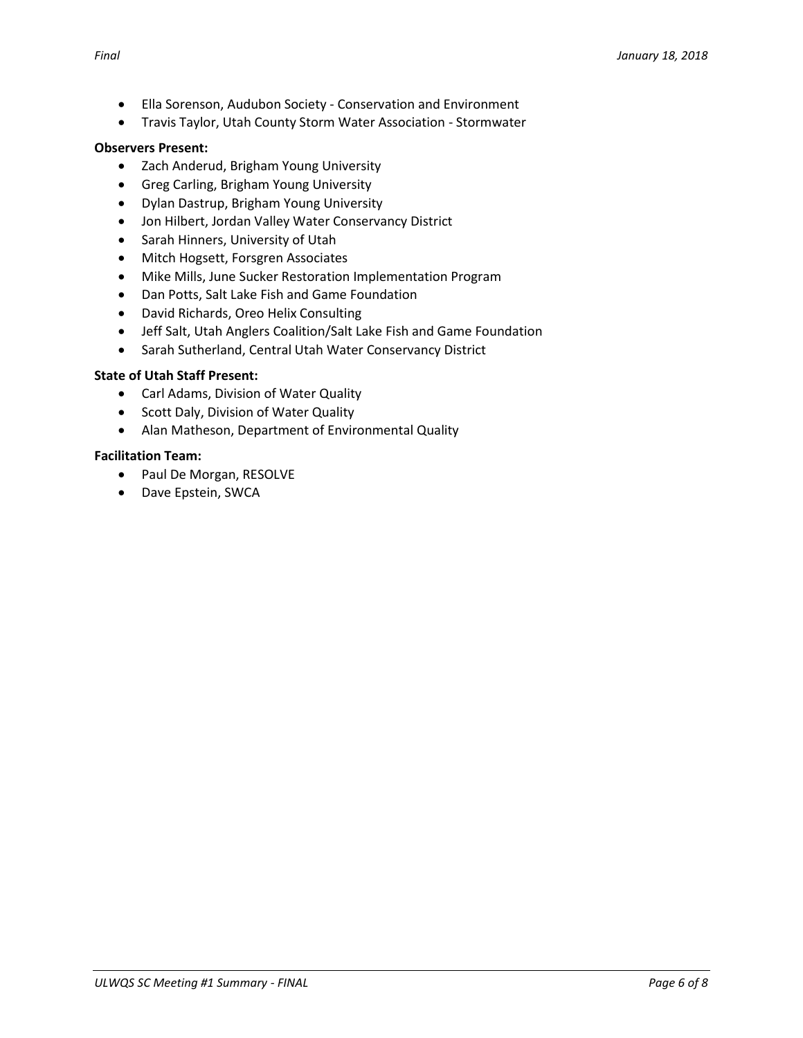- Ella Sorenson, Audubon Society - Conservation and Environment
- Travis Taylor, Utah County Storm Water Association - Stormwater

**Observers Present:**

- Zach Anderud, Brigham Young University
- Greg Carling, Brigham Young University
- Dylan Dastrup, Brigham Young University
- Jon Hilbert, Jordan Valley Water Conservancy District
- Sarah Hinners, University of Utah
- Mitch Hogsett, Forsgren Associates
- Mike Mills, June Sucker Restoration Implementation Program
- Dan Potts, Salt Lake Fish and Game Foundation
- David Richards, Oreo Helix Consulting
- Jeff Salt, Utah Anglers Coalition/Salt Lake Fish and Game Foundation
- Sarah Sutherland, Central Utah Water Conservancy District

**State of Utah Staff Present:**

- Carl Adams, Division of Water Quality
- Scott Daly, Division of Water Quality
- Alan Matheson, Department of Environmental Quality

**Facilitation Team:**

- Paul De Morgan, RESOLVE
- Dave Epstein, SWCA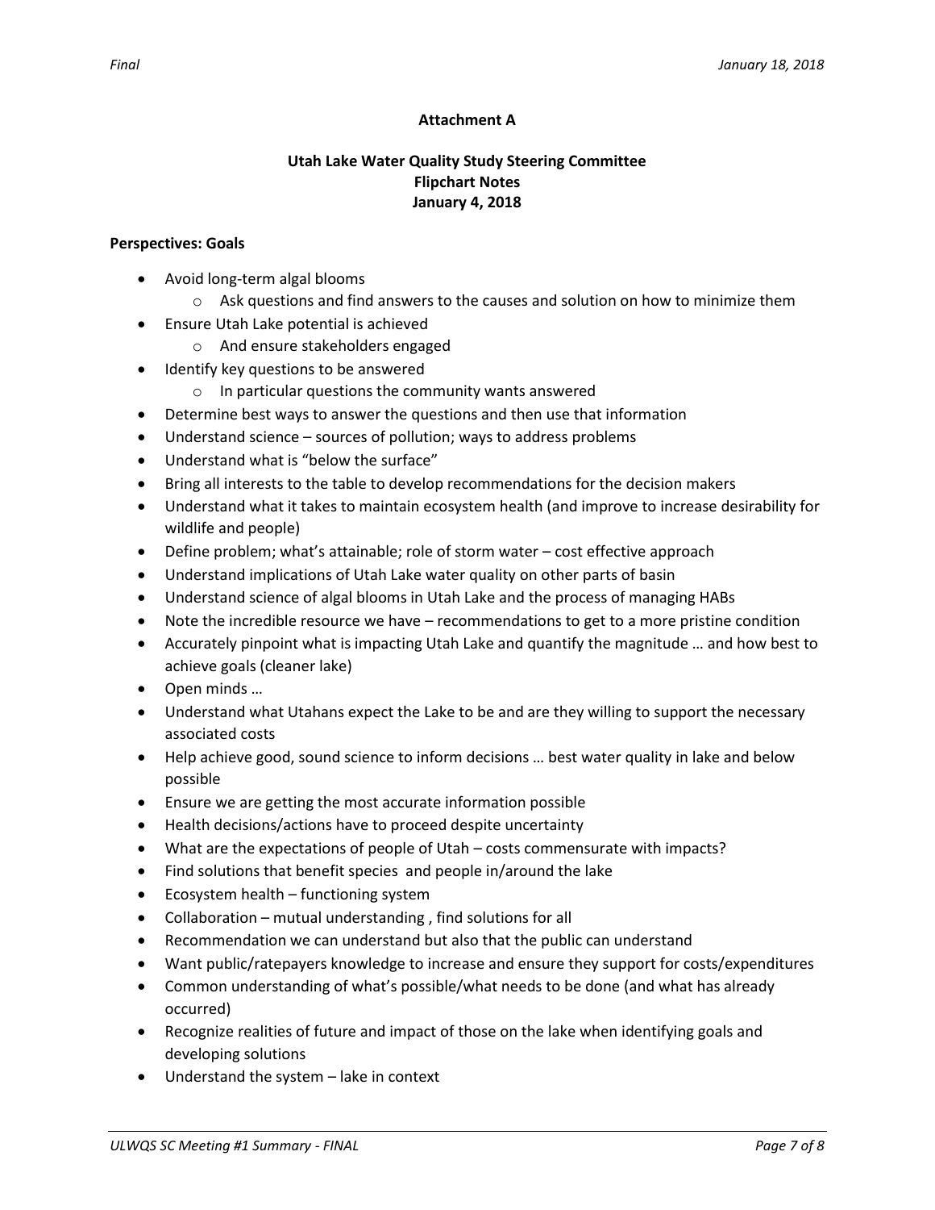**Attachment A**

**Utah Lake Water Quality Study Steering Committee**
**Flipchart Notes**
**January 4, 2018**

**Perspectives: Goals**

- Avoid long-term algal blooms
    - Ask questions and find answers to the causes and solution on how to minimize them
- Ensure Utah Lake potential is achieved
    - And ensure stakeholders engaged
- Identify key questions to be answered
    - In particular questions the community wants answered
- Determine best ways to answer the questions and then use that information
- Understand science – sources of pollution; ways to address problems
- Understand what is "below the surface"
- Bring all interests to the table to develop recommendations for the decision makers
- Understand what it takes to maintain ecosystem health (and improve to increase desirability for wildlife and people)
- Define problem; what's attainable; role of storm water – cost effective approach
- Understand implications of Utah Lake water quality on other parts of basin
- Understand science of algal blooms in Utah Lake and the process of managing HABs
- Note the incredible resource we have – recommendations to get to a more pristine condition
- Accurately pinpoint what is impacting Utah Lake and quantify the magnitude … and how best to achieve goals (cleaner lake)
- Open minds …
- Understand what Utahans expect the Lake to be and are they willing to support the necessary associated costs
- Help achieve good, sound science to inform decisions … best water quality in lake and below possible
- Ensure we are getting the most accurate information possible
- Health decisions/actions have to proceed despite uncertainty
- What are the expectations of people of Utah – costs commensurate with impacts?
- Find solutions that benefit species and people in/around the lake
- Ecosystem health – functioning system
- Collaboration – mutual understanding , find solutions for all
- Recommendation we can understand but also that the public can understand
- Want public/ratepayers knowledge to increase and ensure they support for costs/expenditures
- Common understanding of what's possible/what needs to be done (and what has already occurred)
- Recognize realities of future and impact of those on the lake when identifying goals and developing solutions
- Understand the system – lake in context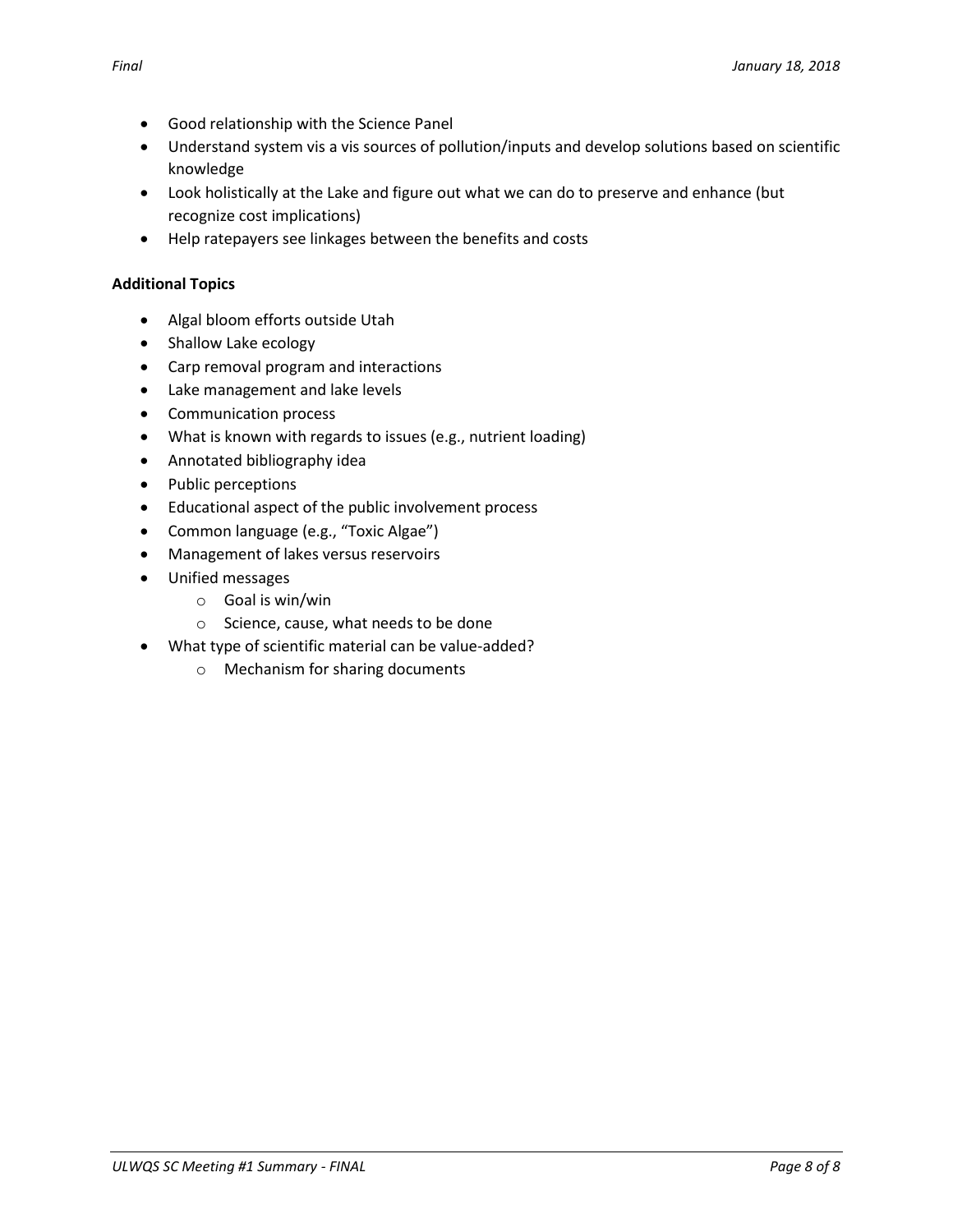- Good relationship with the Science Panel
- Understand system vis a vis sources of pollution/inputs and develop solutions based on scientific knowledge
- Look holistically at the Lake and figure out what we can do to preserve and enhance (but recognize cost implications)
- Help ratepayers see linkages between the benefits and costs

**Additional Topics**

- Algal bloom efforts outside Utah
- Shallow Lake ecology
- Carp removal program and interactions
- Lake management and lake levels
- Communication process
- What is known with regards to issues (e.g., nutrient loading)
- Annotated bibliography idea
- Public perceptions
- Educational aspect of the public involvement process
- Common language (e.g., "Toxic Algae")
- Management of lakes versus reservoirs
- Unified messages
  - Goal is win/win
  - Science, cause, what needs to be done
- What type of scientific material can be value-added?
  - Mechanism for sharing documents